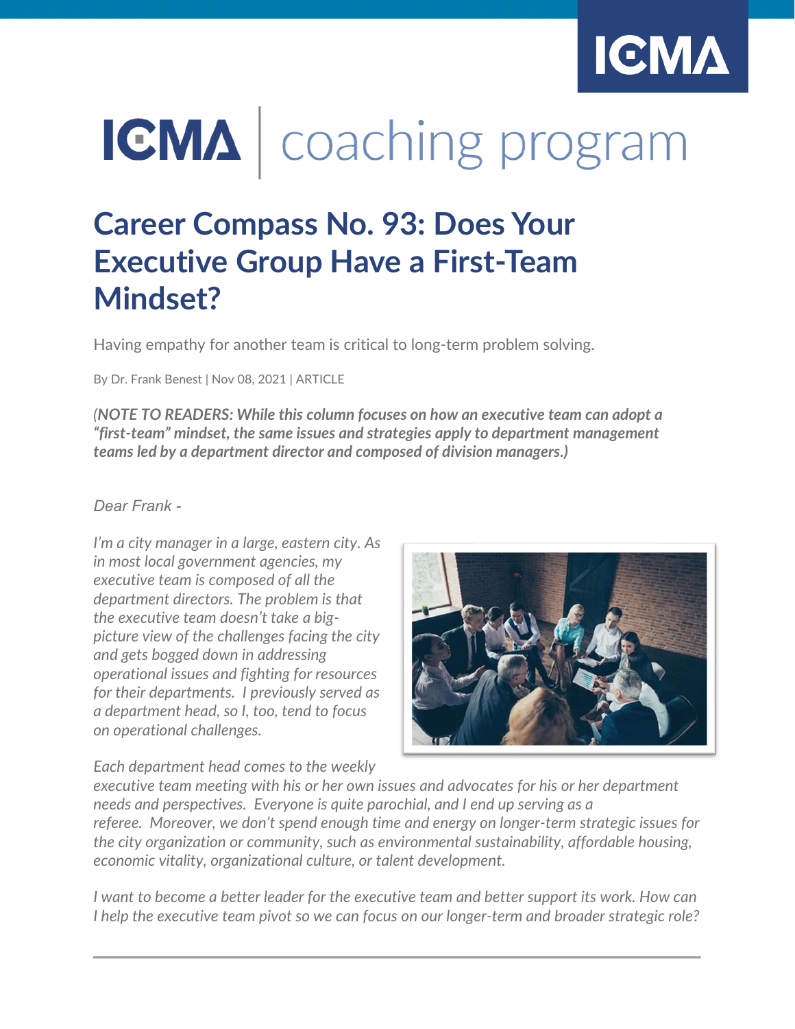# ICMA | coaching program

## Career Compass No. 93: Does Your Executive Group Have a First-Team Mindset?

Having empathy for another team is critical to long-term problem solving.

By Dr. Frank Benest | Nov 08, 2021 | ARTICLE

*(**NOTE TO READERS: While this column focuses on how an executive team can adopt a "first-team" mindset, the same issues and strategies apply to department management teams led by a department director and composed of division managers.)***

*Dear Frank -*

*I'm a city manager in a large, eastern city. As in most local government agencies, my executive team is composed of all the department directors. The problem is that the executive team doesn't take a big-picture view of the challenges facing the city and gets bogged down in addressing operational issues and fighting for resources for their departments. I previously served as a department head, so I, too, tend to focus on operational challenges.*

*Each department head comes to the weekly executive team meeting with his or her own issues and advocates for his or her department needs and perspectives. Everyone is quite parochial, and I end up serving as a referee. Moreover, we don't spend enough time and energy on longer-term strategic issues for the city organization or community, such as environmental sustainability, affordable housing, economic vitality, organizational culture, or talent development.*

*I want to become a better leader for the executive team and better support its work. How can I help the executive team pivot so we can focus on our longer-term and broader strategic role?*

---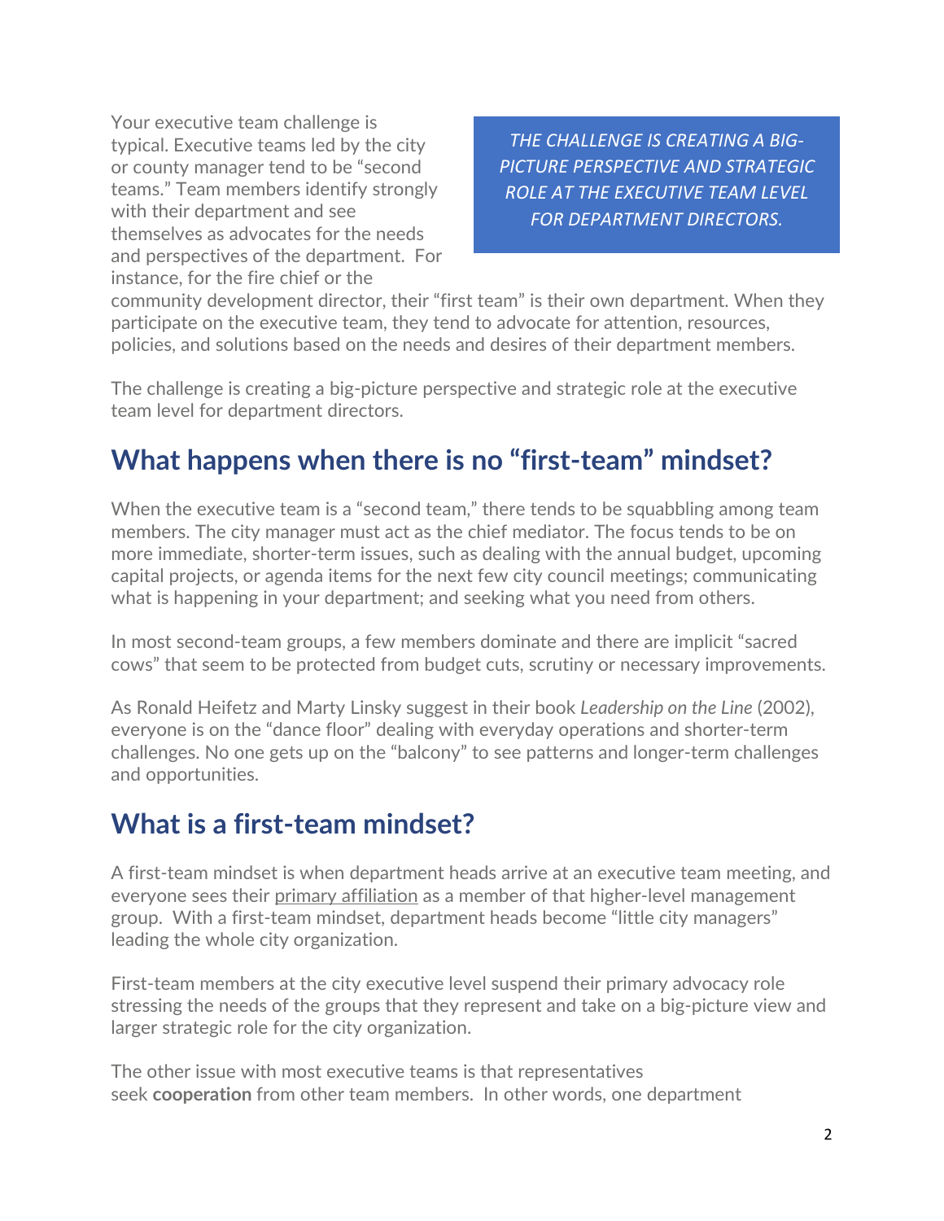Your executive team challenge is typical. Executive teams led by the city or county manager tend to be "second teams." Team members identify strongly with their department and see themselves as advocates for the needs and perspectives of the department. For instance, for the fire chief or the community development director, their "first team" is their own department. When they participate on the executive team, they tend to advocate for attention, resources, policies, and solutions based on the needs and desires of their department members.

*THE CHALLENGE IS CREATING A BIG-PICTURE PERSPECTIVE AND STRATEGIC ROLE AT THE EXECUTIVE TEAM LEVEL FOR DEPARTMENT DIRECTORS.*

The challenge is creating a big-picture perspective and strategic role at the executive team level for department directors.

## What happens when there is no "first-team" mindset?

When the executive team is a "second team," there tends to be squabbling among team members. The city manager must act as the chief mediator. The focus tends to be on more immediate, shorter-term issues, such as dealing with the annual budget, upcoming capital projects, or agenda items for the next few city council meetings; communicating what is happening in your department; and seeking what you need from others.

In most second-team groups, a few members dominate and there are implicit "sacred cows" that seem to be protected from budget cuts, scrutiny or necessary improvements.

As Ronald Heifetz and Marty Linsky suggest in their book *Leadership on the Line* (2002), everyone is on the "dance floor" dealing with everyday operations and shorter-term challenges. No one gets up on the "balcony" to see patterns and longer-term challenges and opportunities.

## What is a first-team mindset?

A first-team mindset is when department heads arrive at an executive team meeting, and everyone sees their primary affiliation as a member of that higher-level management group. With a first-team mindset, department heads become "little city managers" leading the whole city organization.

First-team members at the city executive level suspend their primary advocacy role stressing the needs of the groups that they represent and take on a big-picture view and larger strategic role for the city organization.

The other issue with most executive teams is that representatives seek **cooperation** from other team members. In other words, one department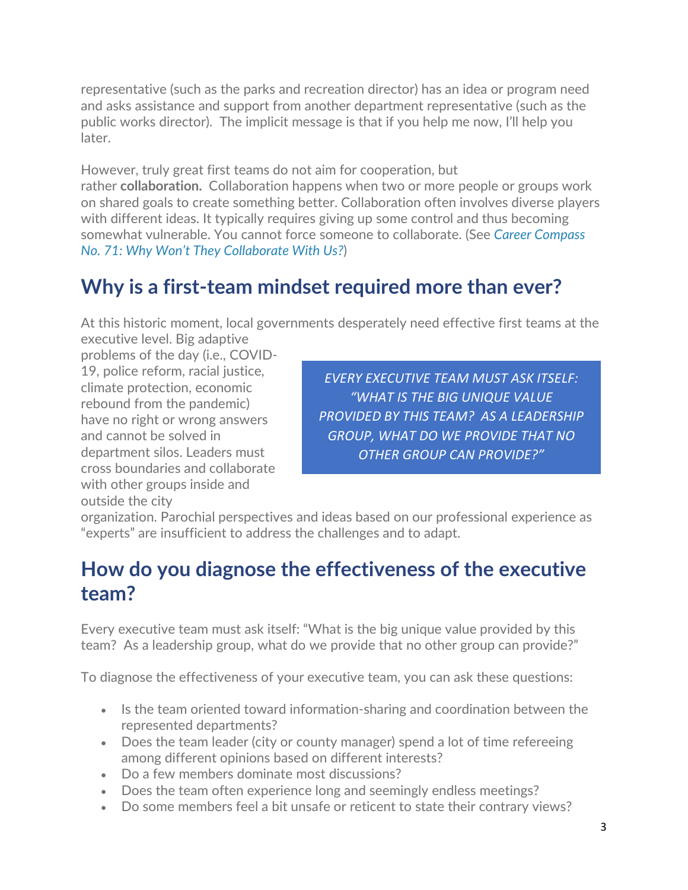representative (such as the parks and recreation director) has an idea or program need and asks assistance and support from another department representative (such as the public works director). The implicit message is that if you help me now, I'll help you later.

However, truly great first teams do not aim for cooperation, but rather **collaboration.** Collaboration happens when two or more people or groups work on shared goals to create something better. Collaboration often involves diverse players with different ideas. It typically requires giving up some control and thus becoming somewhat vulnerable. You cannot force someone to collaborate. (See *Career Compass No. 71: Why Won't They Collaborate With Us?*)

## Why is a first-team mindset required more than ever?

At this historic moment, local governments desperately need effective first teams at the executive level. Big adaptive problems of the day (i.e., COVID-19, police reform, racial justice, climate protection, economic rebound from the pandemic) have no right or wrong answers and cannot be solved in department silos. Leaders must cross boundaries and collaborate with other groups inside and outside the city organization. Parochial perspectives and ideas based on our professional experience as "experts" are insufficient to address the challenges and to adapt.

> *EVERY EXECUTIVE TEAM MUST ASK ITSELF: "WHAT IS THE BIG UNIQUE VALUE PROVIDED BY THIS TEAM? AS A LEADERSHIP GROUP, WHAT DO WE PROVIDE THAT NO OTHER GROUP CAN PROVIDE?"*

## How do you diagnose the effectiveness of the executive team?

Every executive team must ask itself: "What is the big unique value provided by this team? As a leadership group, what do we provide that no other group can provide?"

To diagnose the effectiveness of your executive team, you can ask these questions:

- Is the team oriented toward information-sharing and coordination between the represented departments?
- Does the team leader (city or county manager) spend a lot of time refereeing among different opinions based on different interests?
- Do a few members dominate most discussions?
- Does the team often experience long and seemingly endless meetings?
- Do some members feel a bit unsafe or reticent to state their contrary views?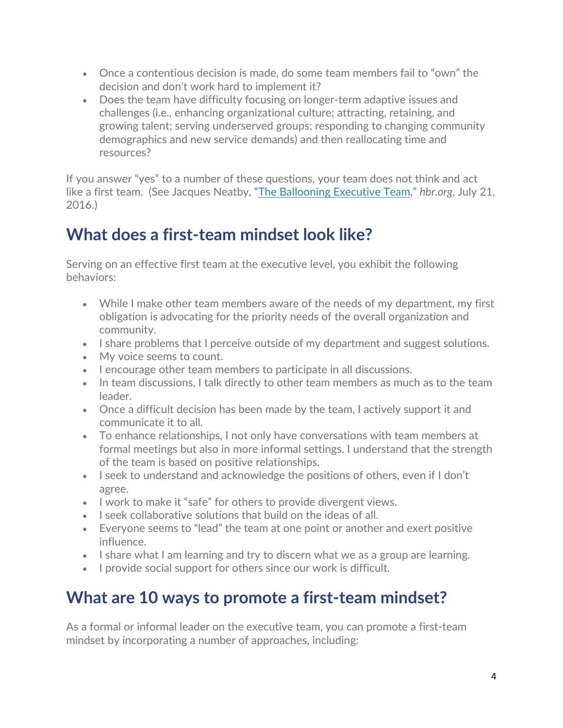- Once a contentious decision is made, do some team members fail to "own" the decision and don't work hard to implement it?
- Does the team have difficulty focusing on longer-term adaptive issues and challenges (i.e., enhancing organizational culture; attracting, retaining, and growing talent; serving underserved groups; responding to changing community demographics and new service demands) and then reallocating time and resources?

If you answer "yes" to a number of these questions, your team does not think and act like a first team. (See Jacques Neatby, "[The Ballooning Executive Team](#)," *hbr.org*, July 21, 2016.)

## What does a first-team mindset look like?

Serving on an effective first team at the executive level, you exhibit the following behaviors:

- While I make other team members aware of the needs of my department, my first obligation is advocating for the priority needs of the overall organization and community.
- I share problems that I perceive outside of my department and suggest solutions.
- My voice seems to count.
- I encourage other team members to participate in all discussions.
- In team discussions, I talk directly to other team members as much as to the team leader.
- Once a difficult decision has been made by the team, I actively support it and communicate it to all.
- To enhance relationships, I not only have conversations with team members at formal meetings but also in more informal settings. I understand that the strength of the team is based on positive relationships.
- I seek to understand and acknowledge the positions of others, even if I don't agree.
- I work to make it "safe" for others to provide divergent views.
- I seek collaborative solutions that build on the ideas of all.
- Everyone seems to "lead" the team at one point or another and exert positive influence.
- I share what I am learning and try to discern what we as a group are learning.
- I provide social support for others since our work is difficult.

## What are 10 ways to promote a first-team mindset?

As a formal or informal leader on the executive team, you can promote a first-team mindset by incorporating a number of approaches, including: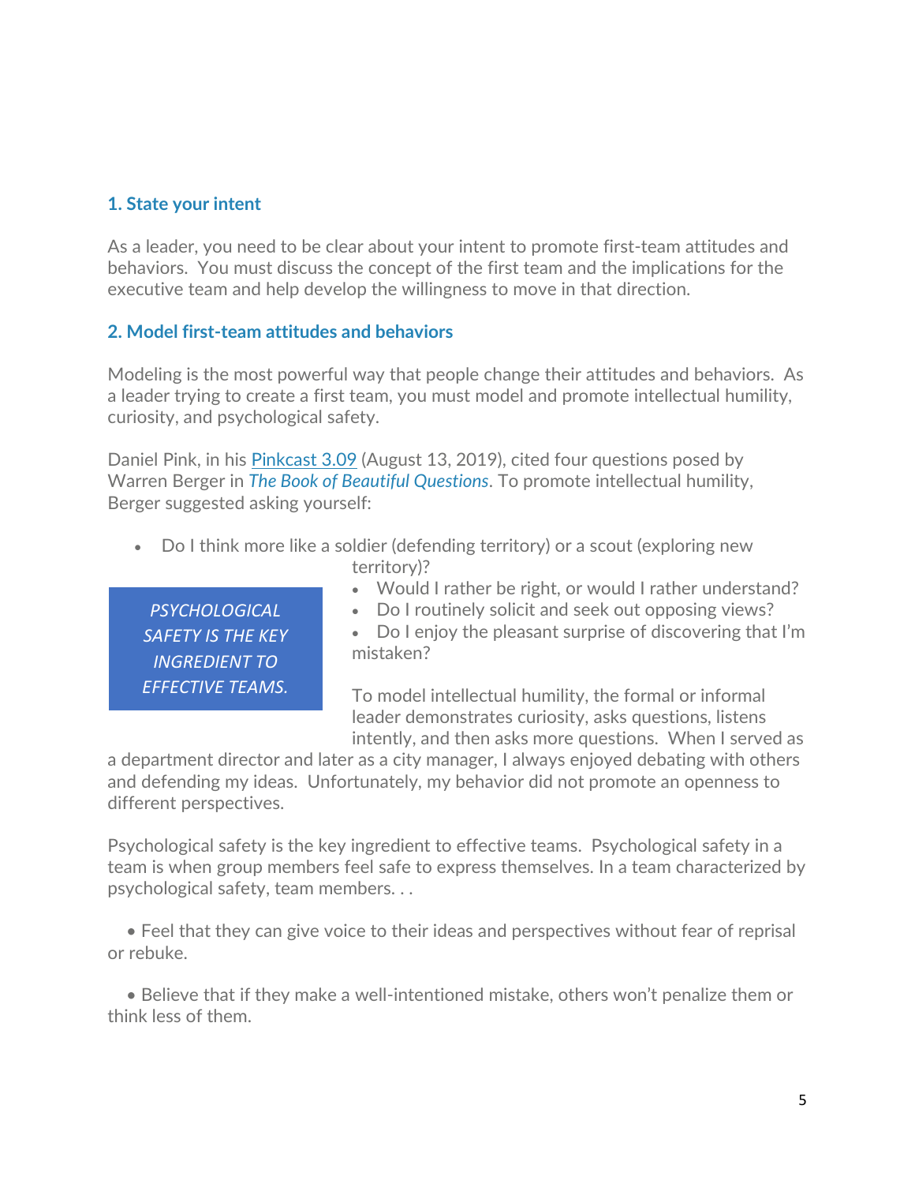### 1. State your intent

As a leader, you need to be clear about your intent to promote first-team attitudes and behaviors. You must discuss the concept of the first team and the implications for the executive team and help develop the willingness to move in that direction.

### 2. Model first-team attitudes and behaviors

Modeling is the most powerful way that people change their attitudes and behaviors. As a leader trying to create a first team, you must model and promote intellectual humility, curiosity, and psychological safety.

Daniel Pink, in his [Pinkcast 3.09]() (August 13, 2019), cited four questions posed by Warren Berger in *The Book of Beautiful Questions*. To promote intellectual humility, Berger suggested asking yourself:

- Do I think more like a soldier (defending territory) or a scout (exploring new territory)?
- Would I rather be right, or would I rather understand?
- Do I routinely solicit and seek out opposing views?
- Do I enjoy the pleasant surprise of discovering that I'm mistaken?

> *PSYCHOLOGICAL SAFETY IS THE KEY INGREDIENT TO EFFECTIVE TEAMS.*

To model intellectual humility, the formal or informal leader demonstrates curiosity, asks questions, listens intently, and then asks more questions. When I served as a department director and later as a city manager, I always enjoyed debating with others and defending my ideas. Unfortunately, my behavior did not promote an openness to different perspectives.

Psychological safety is the key ingredient to effective teams. Psychological safety in a team is when group members feel safe to express themselves. In a team characterized by psychological safety, team members. . .

- Feel that they can give voice to their ideas and perspectives without fear of reprisal or rebuke.
- Believe that if they make a well-intentioned mistake, others won't penalize them or think less of them.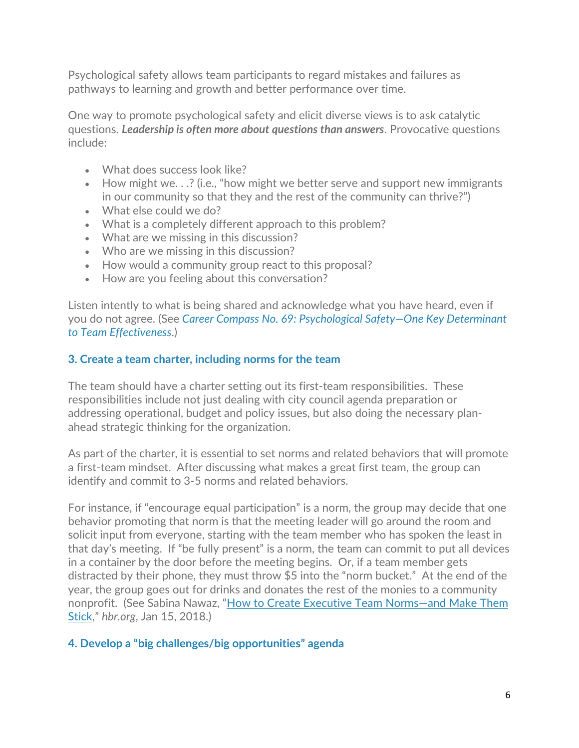Psychological safety allows team participants to regard mistakes and failures as pathways to learning and growth and better performance over time.

One way to promote psychological safety and elicit diverse views is to ask catalytic questions. ***Leadership is often more about questions than answers***. Provocative questions include:

- What does success look like?
- How might we. . .? (i.e., "how might we better serve and support new immigrants in our community so that they and the rest of the community can thrive?")
- What else could we do?
- What is a completely different approach to this problem?
- What are we missing in this discussion?
- Who are we missing in this discussion?
- How would a community group react to this proposal?
- How are you feeling about this conversation?

Listen intently to what is being shared and acknowledge what you have heard, even if you do not agree. (See *Career Compass No. 69: Psychological Safety—One Key Determinant to Team Effectiveness*.)

### 3. Create a team charter, including norms for the team

The team should have a charter setting out its first-team responsibilities. These responsibilities include not just dealing with city council agenda preparation or addressing operational, budget and policy issues, but also doing the necessary plan-ahead strategic thinking for the organization.

As part of the charter, it is essential to set norms and related behaviors that will promote a first-team mindset. After discussing what makes a great first team, the group can identify and commit to 3-5 norms and related behaviors.

For instance, if "encourage equal participation" is a norm, the group may decide that one behavior promoting that norm is that the meeting leader will go around the room and solicit input from everyone, starting with the team member who has spoken the least in that day's meeting. If "be fully present" is a norm, the team can commit to put all devices in a container by the door before the meeting begins. Or, if a team member gets distracted by their phone, they must throw $5 into the "norm bucket." At the end of the year, the group goes out for drinks and donates the rest of the monies to a community nonprofit. (See Sabina Nawaz, "How to Create Executive Team Norms—and Make Them Stick," *hbr.org*, Jan 15, 2018.)

### 4. Develop a "big challenges/big opportunities" agenda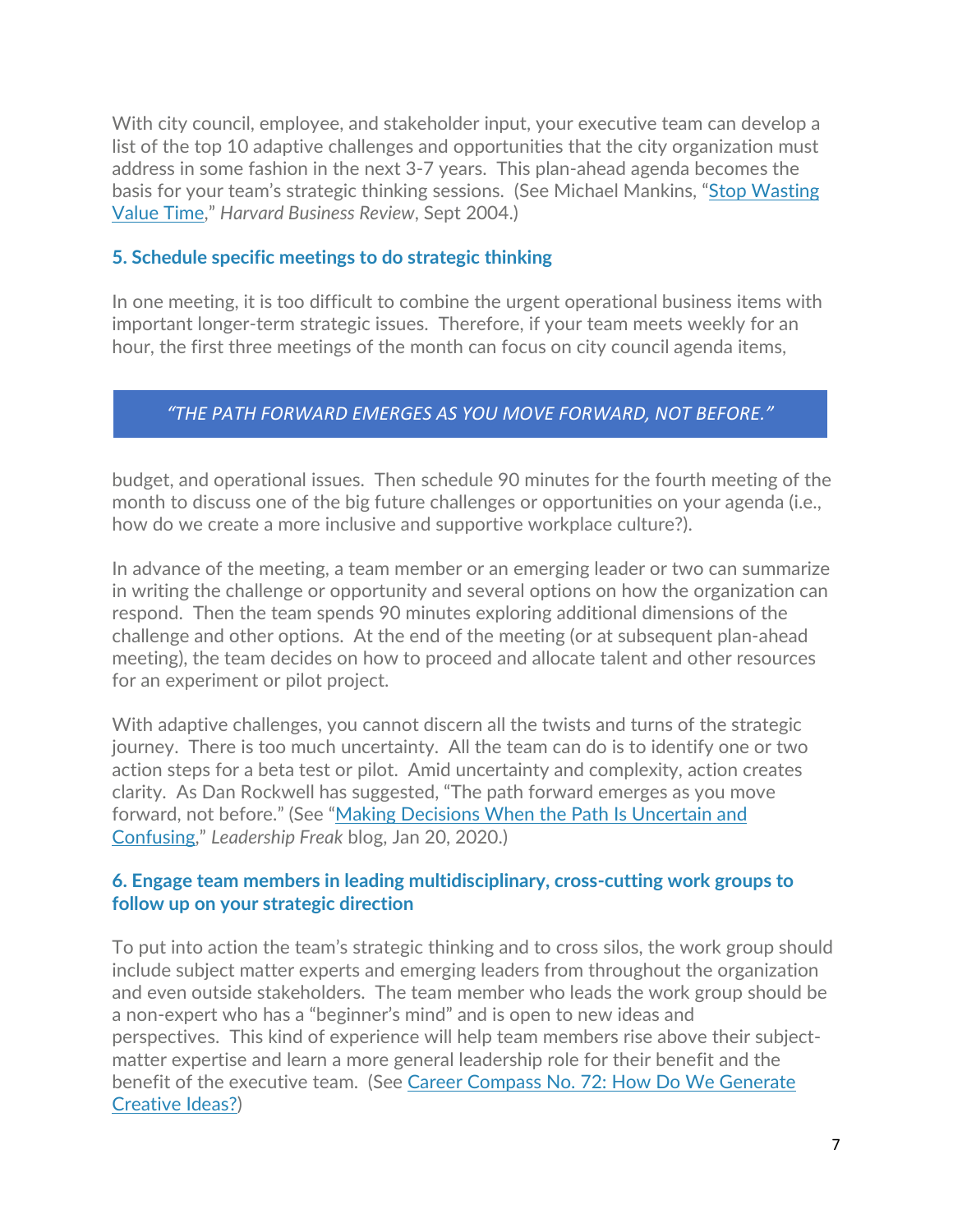With city council, employee, and stakeholder input, your executive team can develop a list of the top 10 adaptive challenges and opportunities that the city organization must address in some fashion in the next 3-7 years. This plan-ahead agenda becomes the basis for your team's strategic thinking sessions. (See Michael Mankins, "Stop Wasting Value Time," *Harvard Business Review*, Sept 2004.)

### 5. Schedule specific meetings to do strategic thinking

In one meeting, it is too difficult to combine the urgent operational business items with important longer-term strategic issues. Therefore, if your team meets weekly for an hour, the first three meetings of the month can focus on city council agenda items, budget, and operational issues. Then schedule 90 minutes for the fourth meeting of the month to discuss one of the big future challenges or opportunities on your agenda (i.e., how do we create a more inclusive and supportive workplace culture?).

> *"THE PATH FORWARD EMERGES AS YOU MOVE FORWARD, NOT BEFORE."*

In advance of the meeting, a team member or an emerging leader or two can summarize in writing the challenge or opportunity and several options on how the organization can respond. Then the team spends 90 minutes exploring additional dimensions of the challenge and other options. At the end of the meeting (or at subsequent plan-ahead meeting), the team decides on how to proceed and allocate talent and other resources for an experiment or pilot project.

With adaptive challenges, you cannot discern all the twists and turns of the strategic journey. There is too much uncertainty. All the team can do is to identify one or two action steps for a beta test or pilot. Amid uncertainty and complexity, action creates clarity. As Dan Rockwell has suggested, "The path forward emerges as you move forward, not before." (See "Making Decisions When the Path Is Uncertain and Confusing," *Leadership Freak* blog, Jan 20, 2020.)

### 6. Engage team members in leading multidisciplinary, cross-cutting work groups to follow up on your strategic direction

To put into action the team's strategic thinking and to cross silos, the work group should include subject matter experts and emerging leaders from throughout the organization and even outside stakeholders. The team member who leads the work group should be a non-expert who has a "beginner's mind" and is open to new ideas and perspectives. This kind of experience will help team members rise above their subject-matter expertise and learn a more general leadership role for their benefit and the benefit of the executive team. (See Career Compass No. 72: How Do We Generate Creative Ideas?)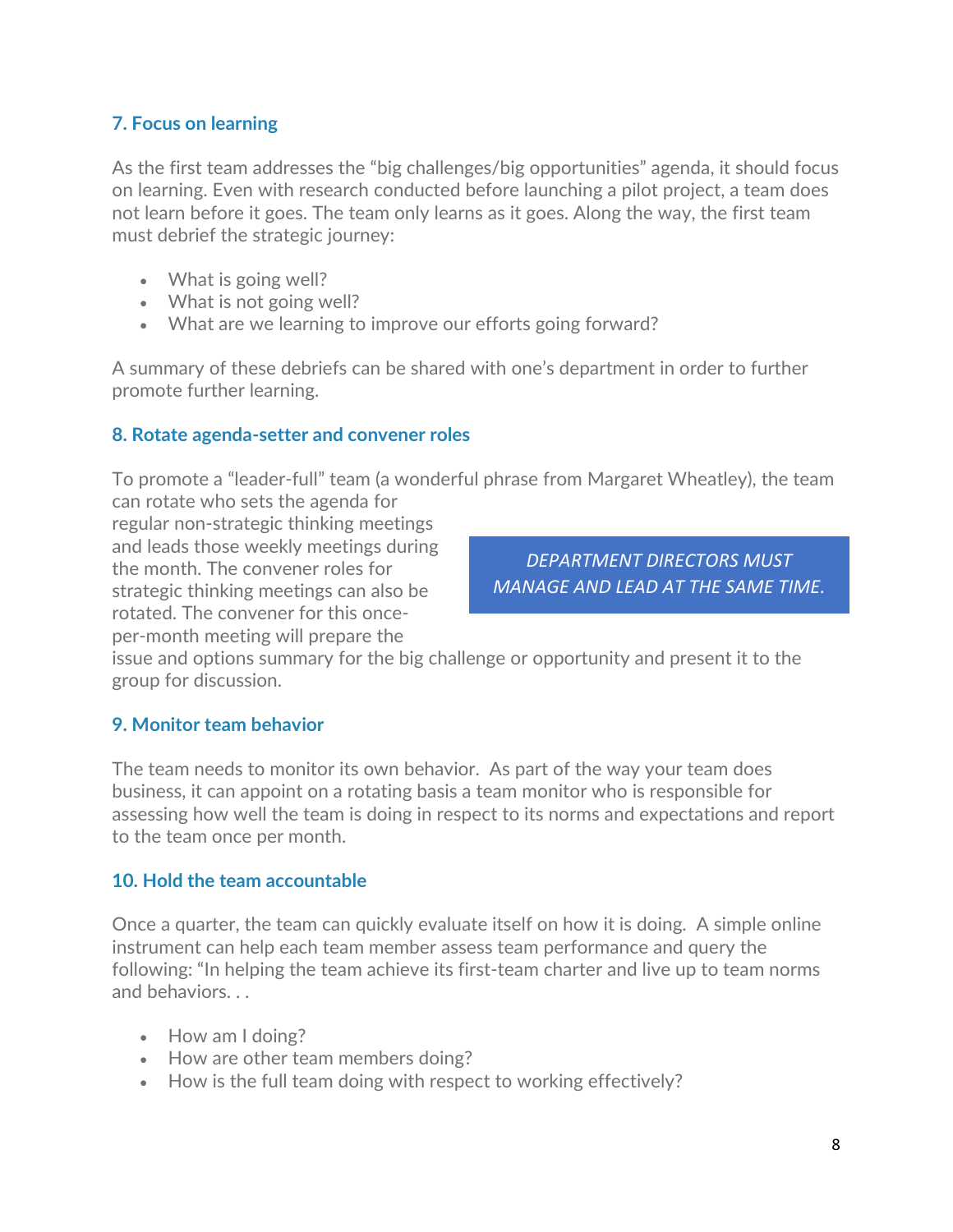### 7. Focus on learning

As the first team addresses the "big challenges/big opportunities" agenda, it should focus on learning. Even with research conducted before launching a pilot project, a team does not learn before it goes. The team only learns as it goes. Along the way, the first team must debrief the strategic journey:

- What is going well?
- What is not going well?
- What are we learning to improve our efforts going forward?

A summary of these debriefs can be shared with one's department in order to further promote further learning.

### 8. Rotate agenda-setter and convener roles

To promote a "leader-full" team (a wonderful phrase from Margaret Wheatley), the team can rotate who sets the agenda for regular non-strategic thinking meetings and leads those weekly meetings during the month. The convener roles for strategic thinking meetings can also be rotated. The convener for this once-per-month meeting will prepare the issue and options summary for the big challenge or opportunity and present it to the group for discussion.

*DEPARTMENT DIRECTORS MUST MANAGE AND LEAD AT THE SAME TIME.*

### 9. Monitor team behavior

The team needs to monitor its own behavior. As part of the way your team does business, it can appoint on a rotating basis a team monitor who is responsible for assessing how well the team is doing in respect to its norms and expectations and report to the team once per month.

### 10. Hold the team accountable

Once a quarter, the team can quickly evaluate itself on how it is doing. A simple online instrument can help each team member assess team performance and query the following: "In helping the team achieve its first-team charter and live up to team norms and behaviors. . .

- How am I doing?
- How are other team members doing?
- How is the full team doing with respect to working effectively?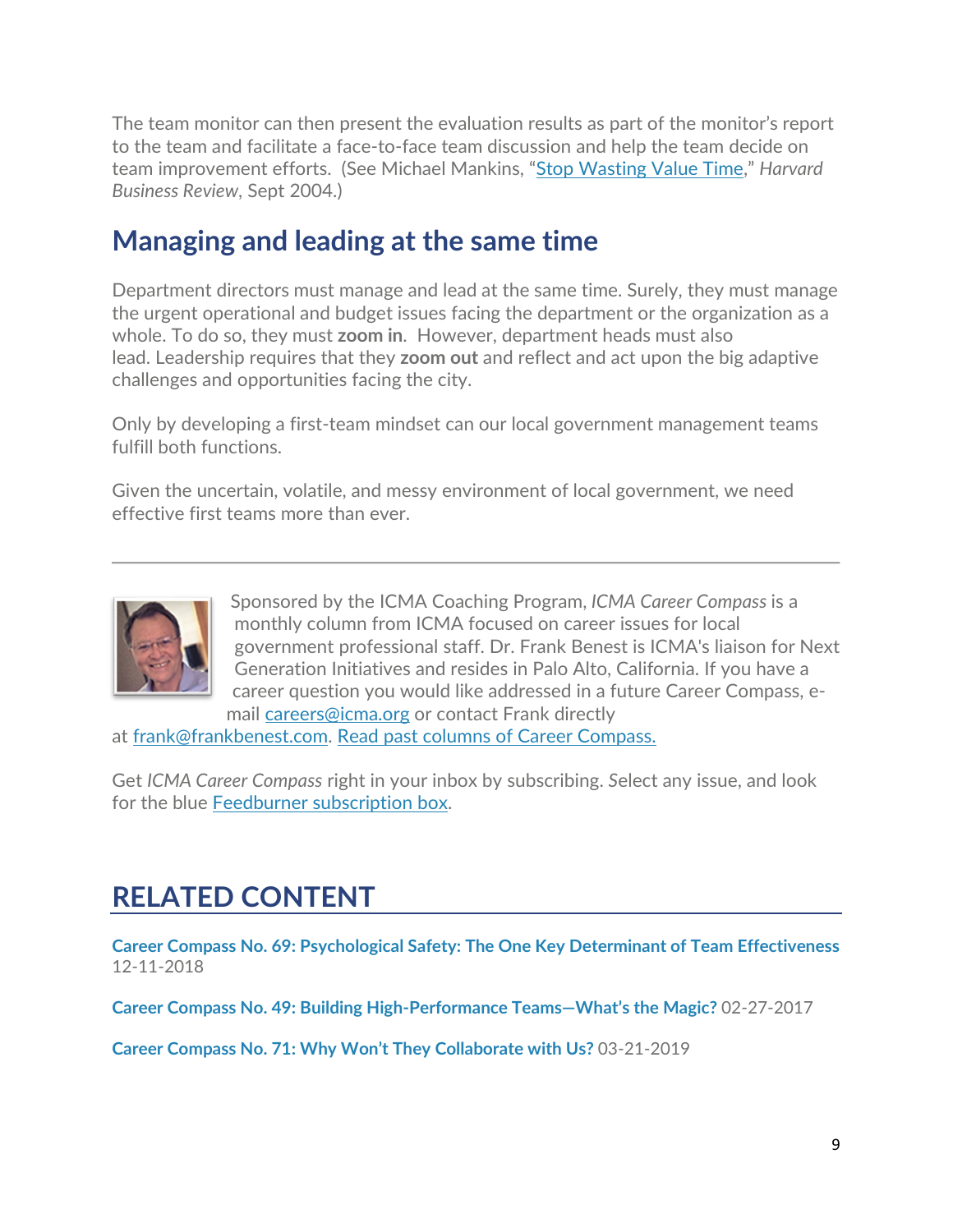The team monitor can then present the evaluation results as part of the monitor's report to the team and facilitate a face-to-face team discussion and help the team decide on team improvement efforts. (See Michael Mankins, "Stop Wasting Value Time," *Harvard Business Review*, Sept 2004.)

## Managing and leading at the same time

Department directors must manage and lead at the same time. Surely, they must manage the urgent operational and budget issues facing the department or the organization as a whole. To do so, they must **zoom in**. However, department heads must also lead. Leadership requires that they **zoom out** and reflect and act upon the big adaptive challenges and opportunities facing the city.

Only by developing a first-team mindset can our local government management teams fulfill both functions.

Given the uncertain, volatile, and messy environment of local government, we need effective first teams more than ever.

---

Sponsored by the ICMA Coaching Program, *ICMA Career Compass* is a monthly column from ICMA focused on career issues for local government professional staff. Dr. Frank Benest is ICMA's liaison for Next Generation Initiatives and resides in Palo Alto, California. If you have a career question you would like addressed in a future Career Compass, e-mail careers@icma.org or contact Frank directly at frank@frankbenest.com. Read past columns of Career Compass.

Get *ICMA Career Compass* right in your inbox by subscribing. Select any issue, and look for the blue Feedburner subscription box.

# RELATED CONTENT

**Career Compass No. 69: Psychological Safety: The One Key Determinant of Team Effectiveness** 12-11-2018

**Career Compass No. 49: Building High-Performance Teams—What's the Magic?** 02-27-2017

**Career Compass No. 71: Why Won't They Collaborate with Us?** 03-21-2019